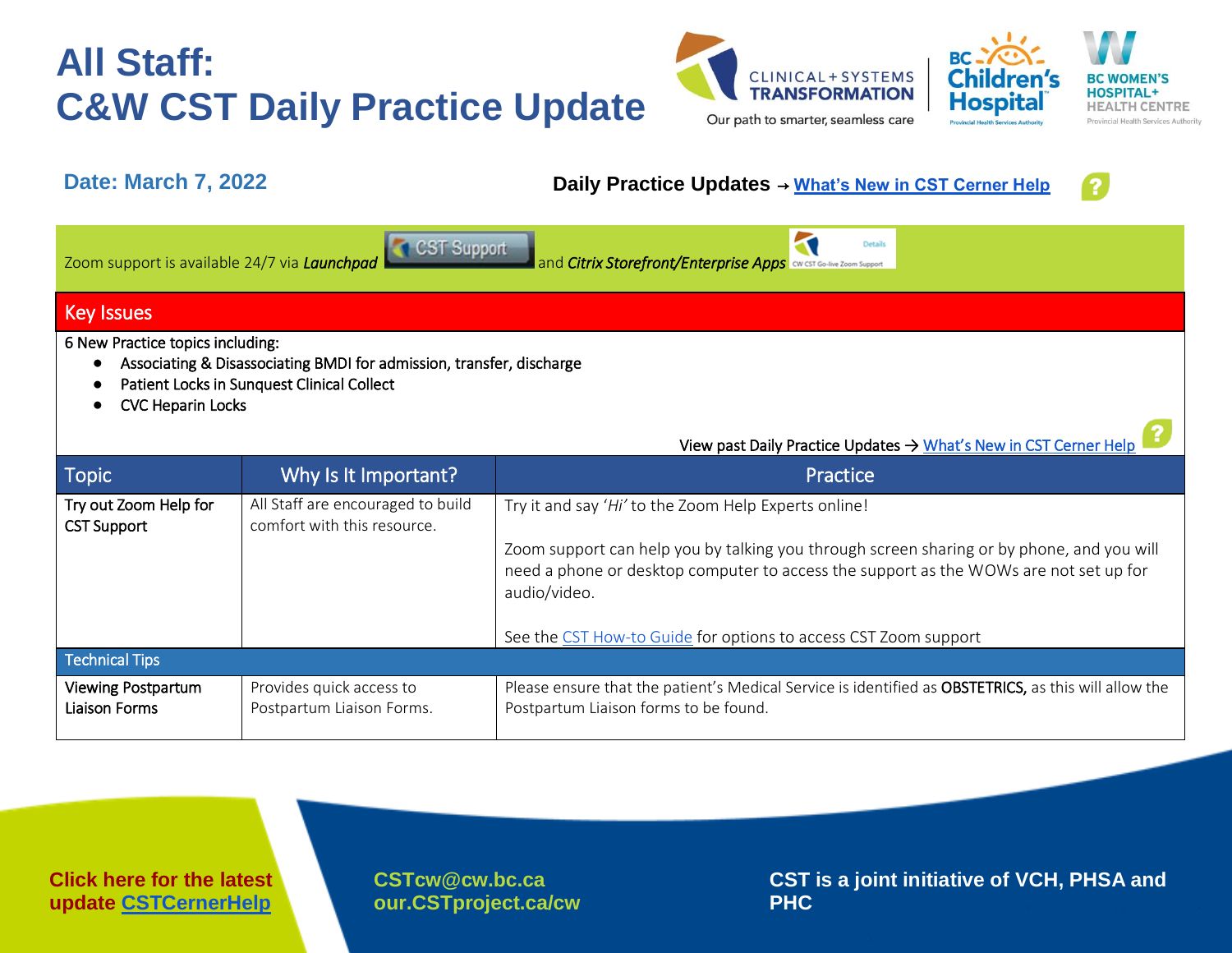# All Staff:
# C&W CST Daily Practice Update

CLINICAL + SYSTEMS TRANSFORMATION
Our path to smarter, seamless care

**Date: March 7, 2022**

**Daily Practice Updates → [What's New in CST Cerner Help](#)**

Zoom support is available 24/7 via ***Launchpad*** CST Support and ***Citrix Storefront/Enterprise Apps*** CW CST Go-live Zoom Support

## Key Issues

6 New Practice topics including:

- Associating & Disassociating BMDI for admission, transfer, discharge
- Patient Locks in Sunquest Clinical Collect
- CVC Heparin Locks

View past Daily Practice Updates → [What's New in CST Cerner Help](#)

| Topic | Why Is It Important? | Practice |
|---|---|---|
| Try out Zoom Help for CST Support | All Staff are encouraged to build comfort with this resource. | Try it and say '*Hi*' to the Zoom Help Experts online!<br><br>Zoom support can help you by talking you through screen sharing or by phone, and you will need a phone or desktop computer to access the support as the WOWs are not set up for audio/video.<br><br>See the [CST How-to Guide](#) for options to access CST Zoom support |
| **Technical Tips** | | |
| Viewing Postpartum Liaison Forms | Provides quick access to Postpartum Liaison Forms. | Please ensure that the patient's Medical Service is identified as **OBSTETRICS,** as this will allow the Postpartum Liaison forms to be found. |

**Click here for the latest update [CSTCernerHelp](#)**

**CSTcw@cw.bc.ca**
**our.CSTproject.ca/cw**

**CST is a joint initiative of VCH, PHSA and PHC**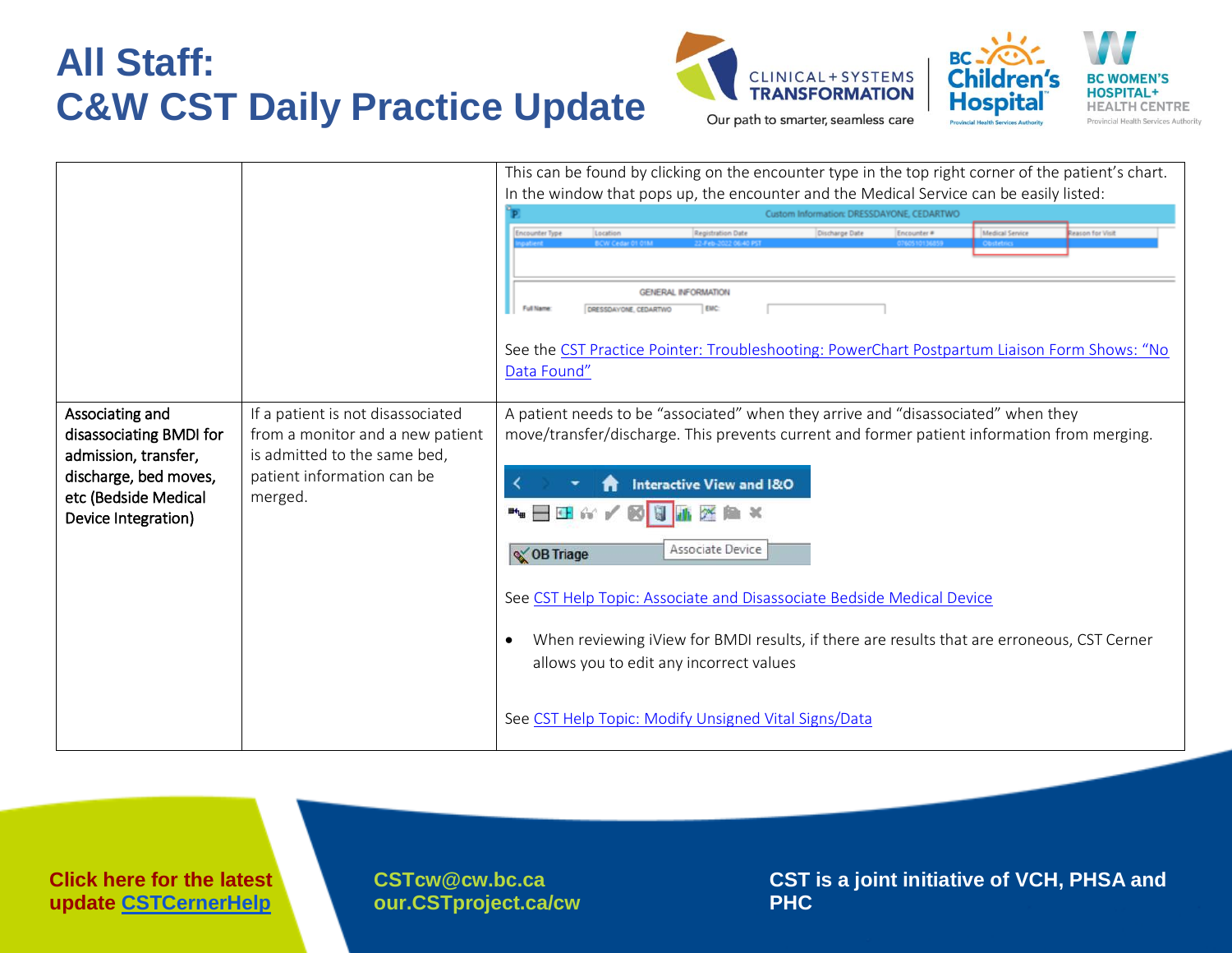| | | |
|---|---|---|
| | | This can be found by clicking on the encounter type in the top right corner of the patient's chart. In the window that pops up, the encounter and the Medical Service can be easily listed:<br><br>See the CST Practice Pointer: Troubleshooting: PowerChart Postpartum Liaison Form Shows: "No Data Found" |
| Associating and disassociating BMDI for admission, transfer, discharge, bed moves, etc (Bedside Medical Device Integration) | If a patient is not disassociated from a monitor and a new patient is admitted to the same bed, patient information can be merged. | A patient needs to be "associated" when they arrive and "disassociated" when they move/transfer/discharge. This prevents current and former patient information from merging.<br><br>See CST Help Topic: Associate and Disassociate Bedside Medical Device<br><br>• When reviewing iView for BMDI results, if there are results that are erroneous, CST Cerner allows you to edit any incorrect values<br><br>See CST Help Topic: Modify Unsigned Vital Signs/Data |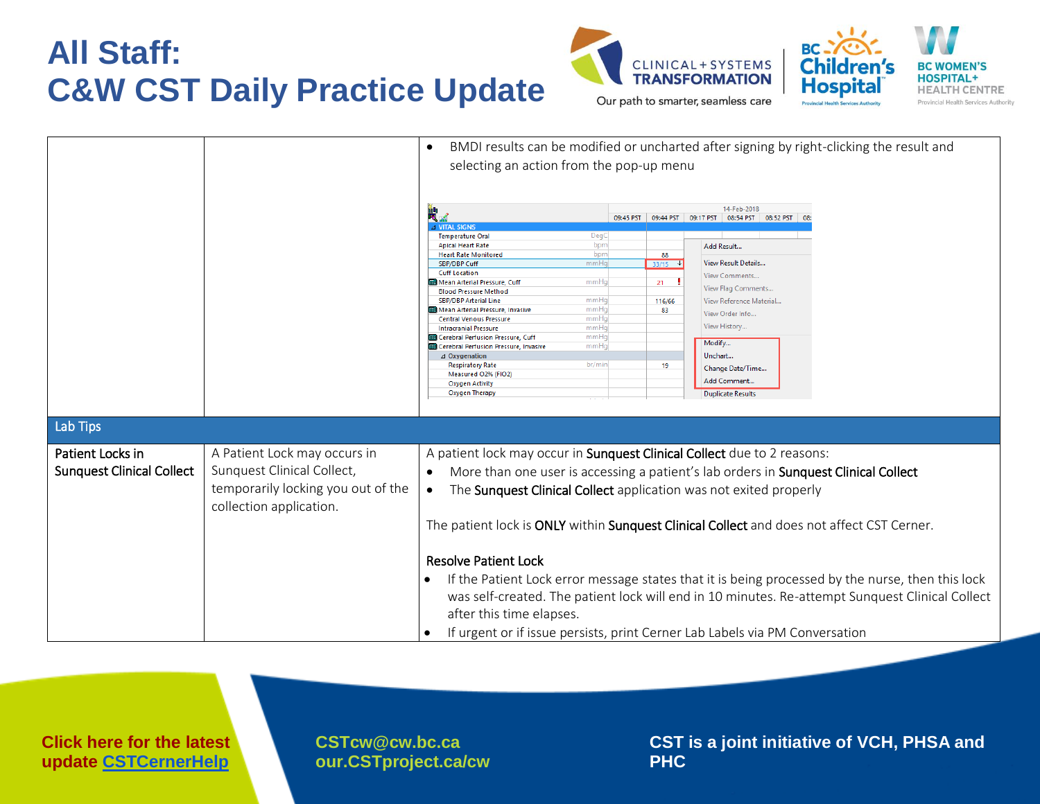# All Staff: C&W CST Daily Practice Update

| | | |
|---|---|---|
| | | • BMDI results can be modified or uncharted after signing by right-clicking the result and selecting an action from the pop-up menu |
| **Lab Tips** | | |
| Patient Locks in **Sunquest Clinical Collect** | A Patient Lock may occurs in Sunquest Clinical Collect, temporarily locking you out of the collection application. | A patient lock may occur in **Sunquest Clinical Collect** due to 2 reasons:<br>• More than one user is accessing a patient's lab orders in **Sunquest Clinical Collect**<br>• The **Sunquest Clinical Collect** application was not exited properly<br><br>The patient lock is **ONLY** within **Sunquest Clinical Collect** and does not affect CST Cerner.<br><br>**Resolve Patient Lock**<br>• If the Patient Lock error message states that it is being processed by the nurse, then this lock was self-created. The patient lock will end in 10 minutes. Re-attempt Sunquest Clinical Collect after this time elapses.<br>• If urgent or if issue persists, print Cerner Lab Labels via PM Conversation |

**Click here for the latest update [CSTCernerHelp]()**

CSTcw@cw.bc.ca
our.CSTproject.ca/cw

**CST is a joint initiative of VCH, PHSA and PHC**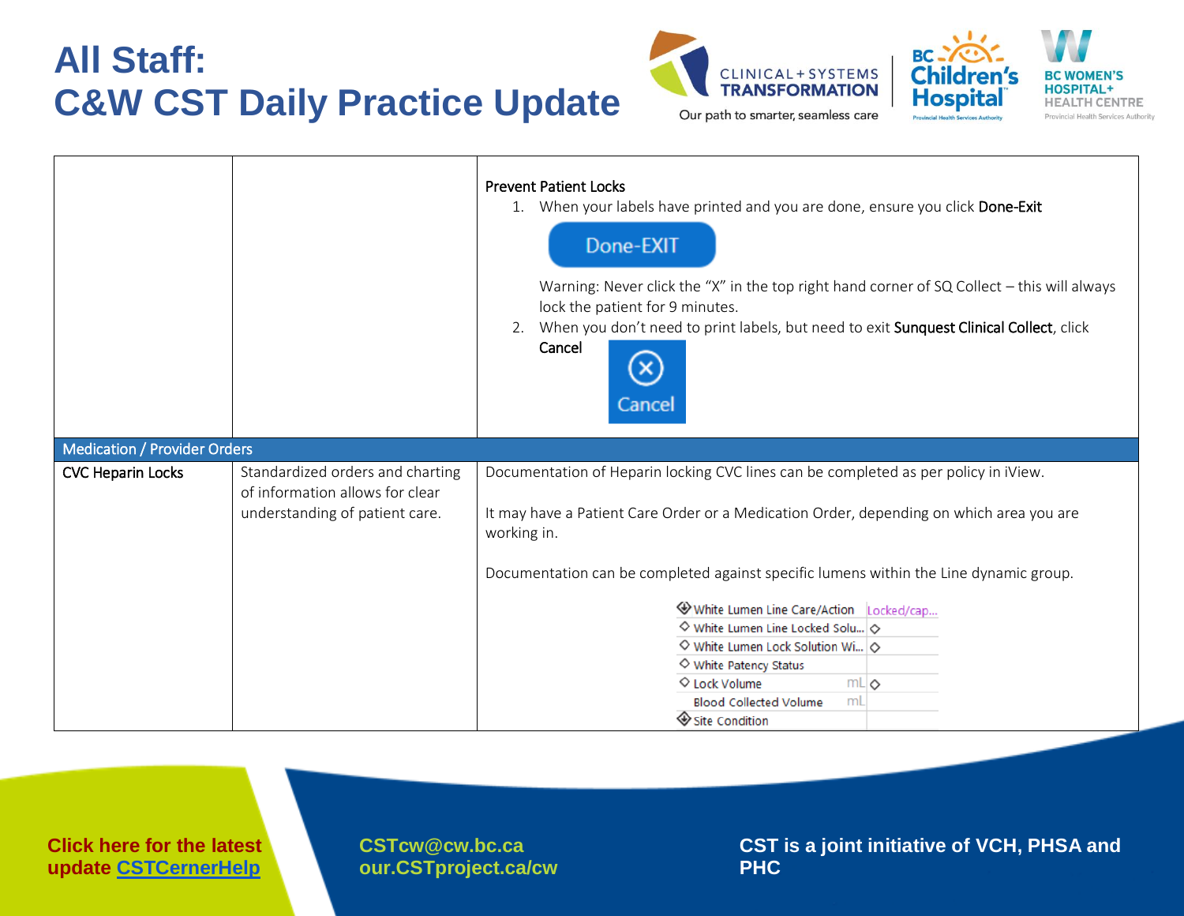# All Staff: C&W CST Daily Practice Update

| | | |
|---|---|---|
| | | **Prevent Patient Locks**<br>1. When your labels have printed and you are done, ensure you click **Done-Exit**<br>Done-EXIT<br>Warning: Never click the "X" in the top right hand corner of SQ Collect – this will always lock the patient for 9 minutes.<br>2. When you don't need to print labels, but need to exit **Sunquest Clinical Collect**, click **Cancel**<br>Cancel |
| **Medication / Provider Orders** | | |
| CVC Heparin Locks | Standardized orders and charting of information allows for clear understanding of patient care. | Documentation of Heparin locking CVC lines can be completed as per policy in iView.<br><br>It may have a Patient Care Order or a Medication Order, depending on which area you are working in.<br><br>Documentation can be completed against specific lumens within the Line dynamic group.<br><br>White Lumen Line Care/Action — Locked/cap...<br>White Lumen Line Locked Solu...<br>White Lumen Lock Solution Wi...<br>White Patency Status<br>Lock Volume — mL<br>Blood Collected Volume — mL<br>Site Condition |

**Click here for the latest update [CSTCernerHelp]()**

CSTcw@cw.bc.ca
our.CSTproject.ca/cw

CST is a joint initiative of VCH, PHSA and PHC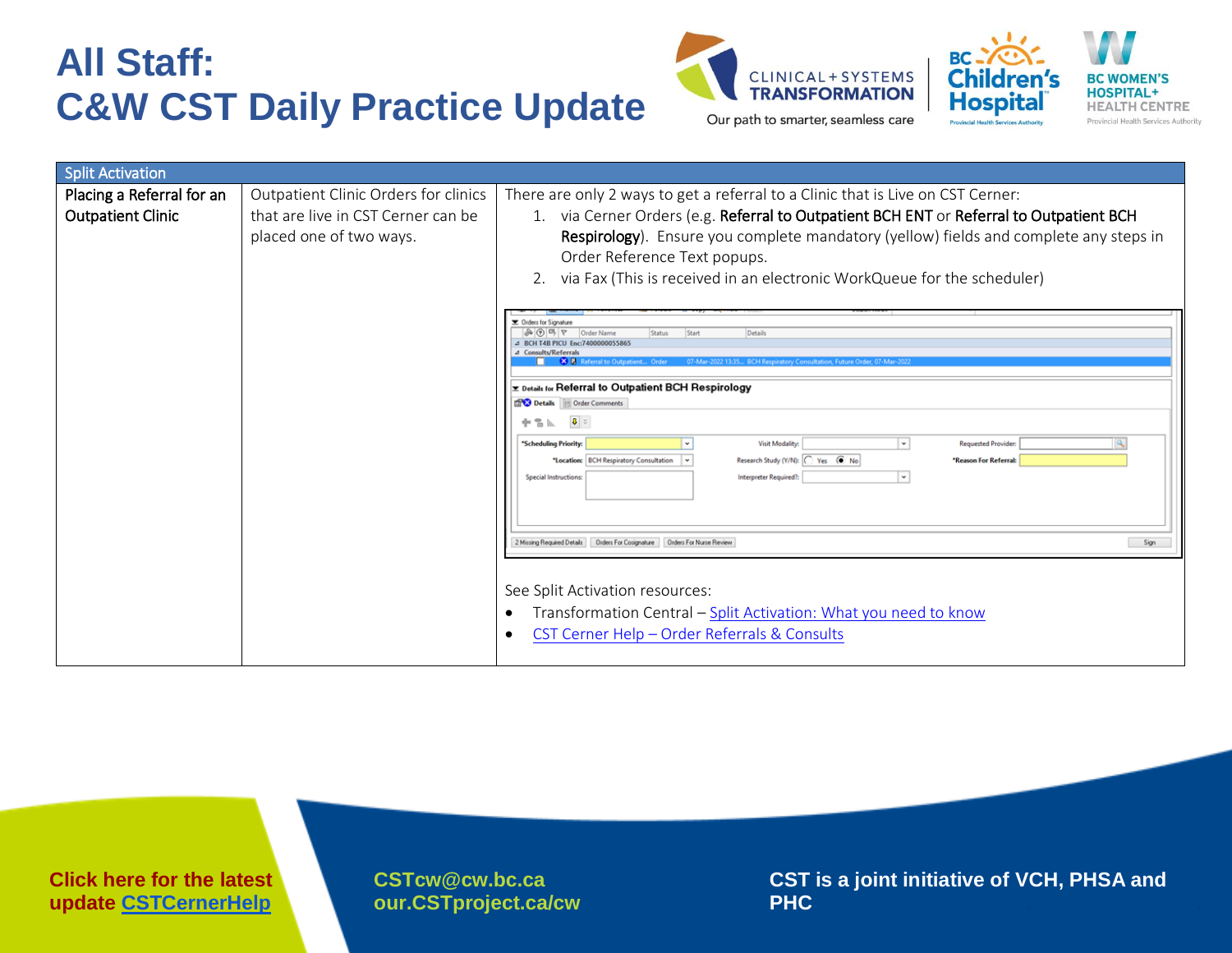# All Staff: C&W CST Daily Practice Update

| Split Activation | | |
|---|---|---|
| Placing a Referral for an Outpatient Clinic | Outpatient Clinic Orders for clinics that are live in CST Cerner can be placed one of two ways. | There are only 2 ways to get a referral to a Clinic that is Live on CST Cerner:<br>1. via Cerner Orders (e.g. **Referral to Outpatient BCH ENT** or **Referral to Outpatient BCH Respirology**). Ensure you complete mandatory (yellow) fields and complete any steps in Order Reference Text popups.<br>2. via Fax (This is received in an electronic WorkQueue for the scheduler)<br><br>See Split Activation resources:<br>• Transformation Central – [Split Activation: What you need to know]()<br>• [CST Cerner Help – Order Referrals & Consults]() |

Click here for the latest update [CSTCernerHelp]()

CSTcw@cw.bc.ca
our.CSTproject.ca/cw

CST is a joint initiative of VCH, PHSA and PHC